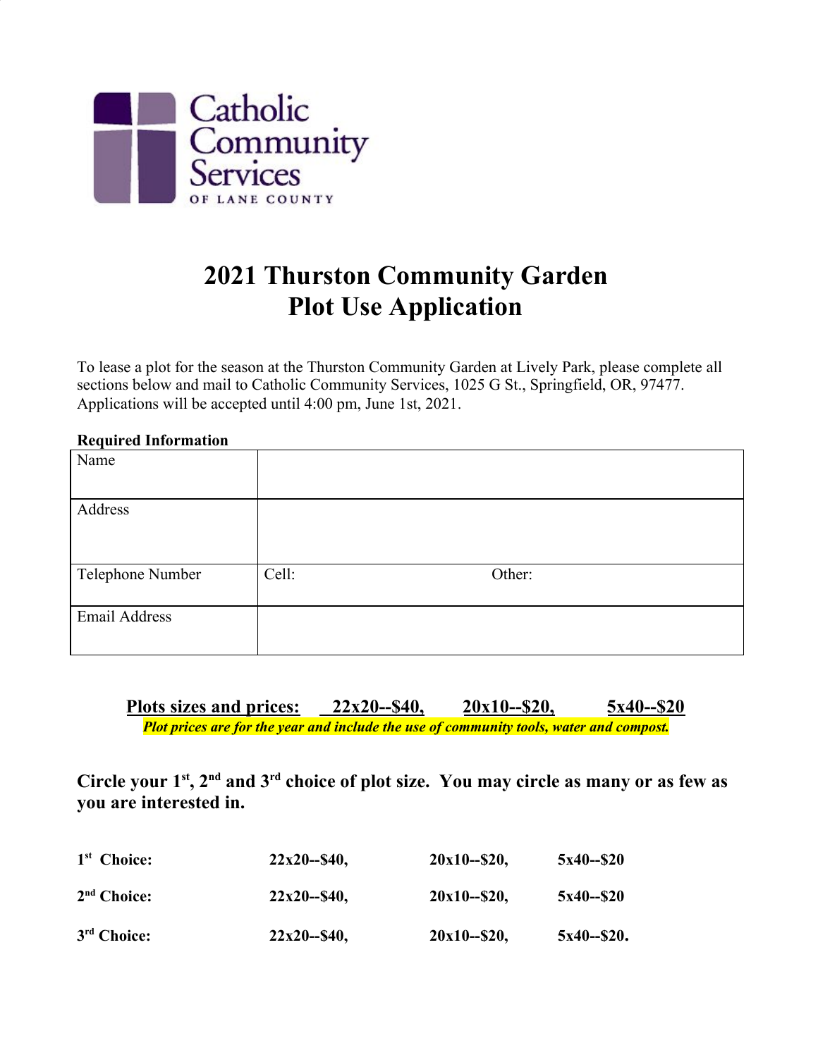Catholic Community Services OF LANE COUNTY

# 2021 Thurston Community Garden
# Plot Use Application

To lease a plot for the season at the Thurston Community Garden at Lively Park, please complete all sections below and mail to Catholic Community Services, 1025 G St., Springfield, OR, 97477. Applications will be accepted until 4:00 pm, June 1st, 2021.

**Required Information**

| | | |
|---|---|---|
| Name | | |
| Address | | |
| Telephone Number | Cell: | Other: |
| Email Address | | |

**Plots sizes and prices: 22x20--$40, 20x10--$20, 5x40--$20**

***Plot prices are for the year and include the use of community tools, water and compost.***

**Circle your 1st, 2nd and 3rd choice of plot size. You may circle as many or as few as you are interested in.**

| | | | |
|---|---|---|---|
| **1st Choice:** | **22x20--$40,** | **20x10--$20,** | **5x40--$20** |
| **2nd Choice:** | **22x20--$40,** | **20x10--$20,** | **5x40--$20** |
| **3rd Choice:** | **22x20--$40,** | **20x10--$20,** | **5x40--$20.** |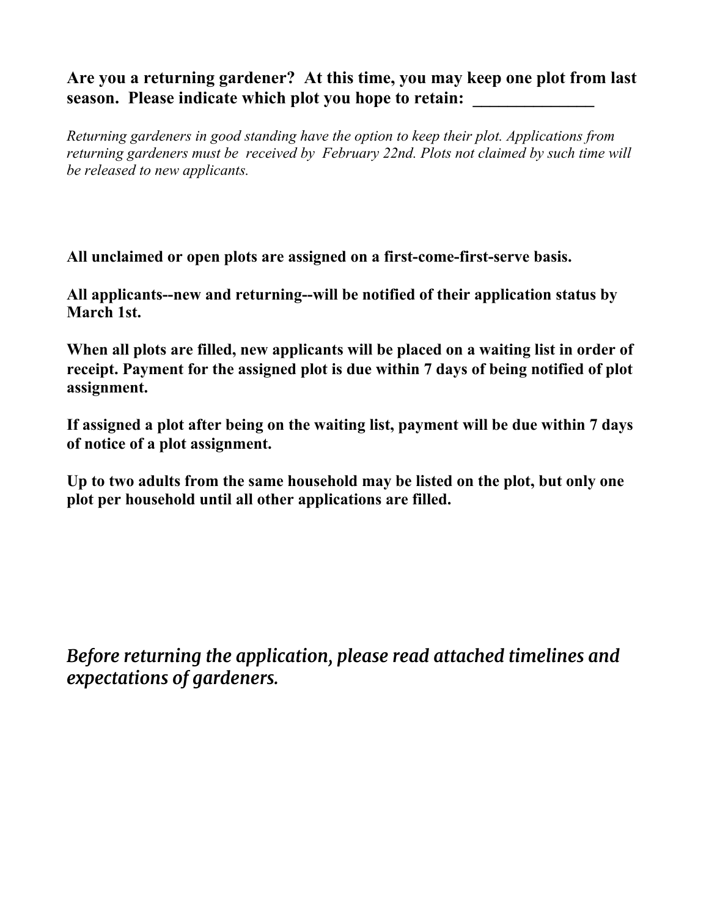**Are you a returning gardener? At this time, you may keep one plot from last season. Please indicate which plot you hope to retain: ______________**

*Returning gardeners in good standing have the option to keep their plot. Applications from returning gardeners must be received by February 22nd. Plots not claimed by such time will be released to new applicants.*

**All unclaimed or open plots are assigned on a first-come-first-serve basis.**

**All applicants--new and returning--will be notified of their application status by March 1st.**

**When all plots are filled, new applicants will be placed on a waiting list in order of receipt. Payment for the assigned plot is due within 7 days of being notified of plot assignment.**

**If assigned a plot after being on the waiting list, payment will be due within 7 days of notice of a plot assignment.**

**Up to two adults from the same household may be listed on the plot, but only one plot per household until all other applications are filled.**

***Before returning the application, please read attached timelines and expectations of gardeners.***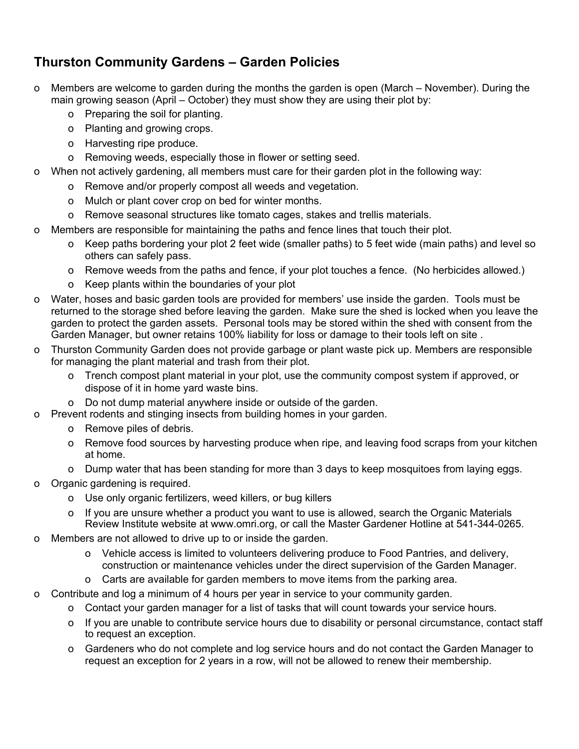## Thurston Community Gardens – Garden Policies

- Members are welcome to garden during the months the garden is open (March – November). During the main growing season (April – October) they must show they are using their plot by:
  - Preparing the soil for planting.
  - Planting and growing crops.
  - Harvesting ripe produce.
  - Removing weeds, especially those in flower or setting seed.
- When not actively gardening, all members must care for their garden plot in the following way:
  - Remove and/or properly compost all weeds and vegetation.
  - Mulch or plant cover crop on bed for winter months.
  - Remove seasonal structures like tomato cages, stakes and trellis materials.
- Members are responsible for maintaining the paths and fence lines that touch their plot.
  - Keep paths bordering your plot 2 feet wide (smaller paths) to 5 feet wide (main paths) and level so others can safely pass.
  - Remove weeds from the paths and fence, if your plot touches a fence. (No herbicides allowed.)
  - Keep plants within the boundaries of your plot
- Water, hoses and basic garden tools are provided for members' use inside the garden. Tools must be returned to the storage shed before leaving the garden. Make sure the shed is locked when you leave the garden to protect the garden assets. Personal tools may be stored within the shed with consent from the Garden Manager, but owner retains 100% liability for loss or damage to their tools left on site .
- Thurston Community Garden does not provide garbage or plant waste pick up. Members are responsible for managing the plant material and trash from their plot.
  - Trench compost plant material in your plot, use the community compost system if approved, or dispose of it in home yard waste bins.
  - Do not dump material anywhere inside or outside of the garden.
- Prevent rodents and stinging insects from building homes in your garden.
  - Remove piles of debris.
  - Remove food sources by harvesting produce when ripe, and leaving food scraps from your kitchen at home.
  - Dump water that has been standing for more than 3 days to keep mosquitoes from laying eggs.
- Organic gardening is required.
  - Use only organic fertilizers, weed killers, or bug killers
  - If you are unsure whether a product you want to use is allowed, search the Organic Materials Review Institute website at www.omri.org, or call the Master Gardener Hotline at 541-344-0265.
- Members are not allowed to drive up to or inside the garden.
  - Vehicle access is limited to volunteers delivering produce to Food Pantries, and delivery, construction or maintenance vehicles under the direct supervision of the Garden Manager.
  - Carts are available for garden members to move items from the parking area.
- Contribute and log a minimum of 4 hours per year in service to your community garden.
  - Contact your garden manager for a list of tasks that will count towards your service hours.
  - If you are unable to contribute service hours due to disability or personal circumstance, contact staff to request an exception.
  - Gardeners who do not complete and log service hours and do not contact the Garden Manager to request an exception for 2 years in a row, will not be allowed to renew their membership.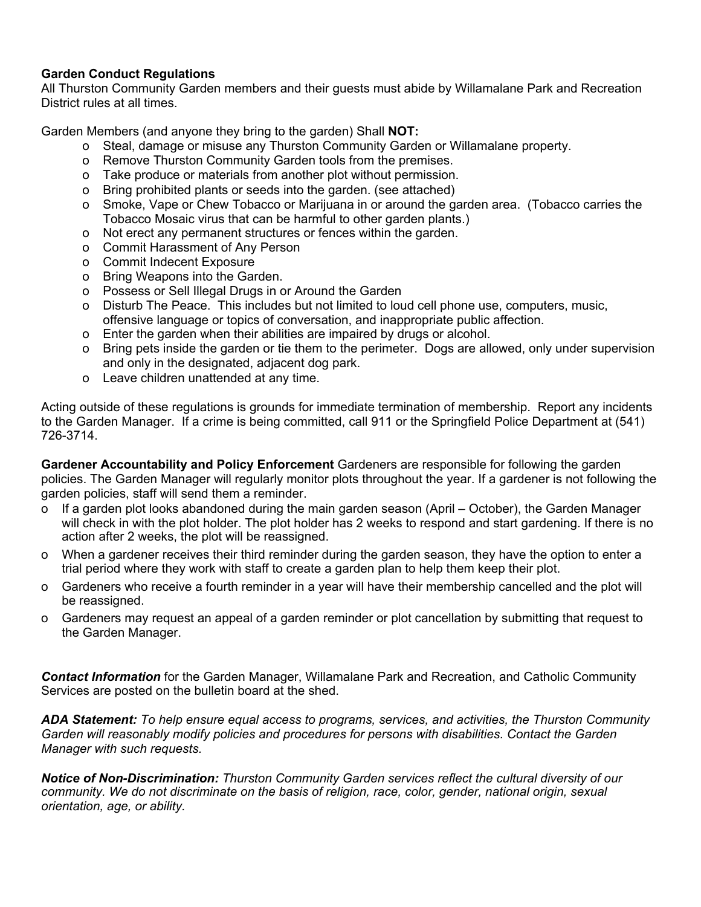**Garden Conduct Regulations**
All Thurston Community Garden members and their guests must abide by Willamalane Park and Recreation District rules at all times.

Garden Members (and anyone they bring to the garden) Shall **NOT:**

- Steal, damage or misuse any Thurston Community Garden or Willamalane property.
- Remove Thurston Community Garden tools from the premises.
- Take produce or materials from another plot without permission.
- Bring prohibited plants or seeds into the garden. (see attached)
- Smoke, Vape or Chew Tobacco or Marijuana in or around the garden area. (Tobacco carries the Tobacco Mosaic virus that can be harmful to other garden plants.)
- Not erect any permanent structures or fences within the garden.
- Commit Harassment of Any Person
- Commit Indecent Exposure
- Bring Weapons into the Garden.
- Possess or Sell Illegal Drugs in or Around the Garden
- Disturb The Peace. This includes but not limited to loud cell phone use, computers, music, offensive language or topics of conversation, and inappropriate public affection.
- Enter the garden when their abilities are impaired by drugs or alcohol.
- Bring pets inside the garden or tie them to the perimeter. Dogs are allowed, only under supervision and only in the designated, adjacent dog park.
- Leave children unattended at any time.

Acting outside of these regulations is grounds for immediate termination of membership. Report any incidents to the Garden Manager. If a crime is being committed, call 911 or the Springfield Police Department at (541) 726-3714.

**Gardener Accountability and Policy Enforcement** Gardeners are responsible for following the garden policies. The Garden Manager will regularly monitor plots throughout the year. If a gardener is not following the garden policies, staff will send them a reminder.

- If a garden plot looks abandoned during the main garden season (April – October), the Garden Manager will check in with the plot holder. The plot holder has 2 weeks to respond and start gardening. If there is no action after 2 weeks, the plot will be reassigned.
- When a gardener receives their third reminder during the garden season, they have the option to enter a trial period where they work with staff to create a garden plan to help them keep their plot.
- Gardeners who receive a fourth reminder in a year will have their membership cancelled and the plot will be reassigned.
- Gardeners may request an appeal of a garden reminder or plot cancellation by submitting that request to the Garden Manager.

***Contact Information*** for the Garden Manager, Willamalane Park and Recreation, and Catholic Community Services are posted on the bulletin board at the shed.

***ADA Statement:*** *To help ensure equal access to programs, services, and activities, the Thurston Community Garden will reasonably modify policies and procedures for persons with disabilities. Contact the Garden Manager with such requests.*

***Notice of Non-Discrimination:*** *Thurston Community Garden services reflect the cultural diversity of our community. We do not discriminate on the basis of religion, race, color, gender, national origin, sexual orientation, age, or ability.*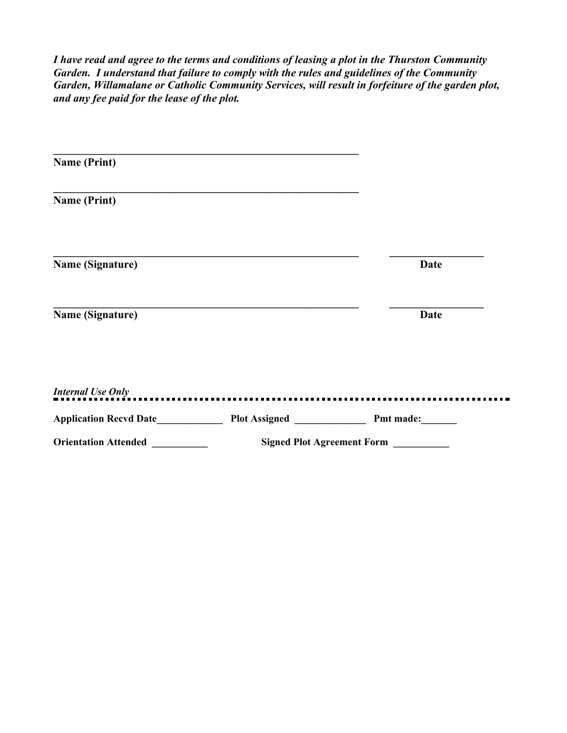***I have read and agree to the terms and conditions of leasing a plot in the Thurston Community Garden. I understand that failure to comply with the rules and guidelines of the Community Garden, Willamalane or Catholic Community Services, will result in forfeiture of the garden plot, and any fee paid for the lease of the plot.***

\_\_\_\_\_\_\_\_\_\_\_\_\_\_\_\_\_\_\_\_\_\_\_\_\_\_\_\_\_\_\_\_\_\_\_\_\_\_\_\_\_\_\_\_\_\_\_\_\_\_\_\_\_\_\_\_\_\_
**Name (Print)**

\_\_\_\_\_\_\_\_\_\_\_\_\_\_\_\_\_\_\_\_\_\_\_\_\_\_\_\_\_\_\_\_\_\_\_\_\_\_\_\_\_\_\_\_\_\_\_\_\_\_\_\_\_\_\_\_\_\_
**Name (Print)**

\_\_\_\_\_\_\_\_\_\_\_\_\_\_\_\_\_\_\_\_\_\_\_\_\_\_\_\_\_\_\_\_\_\_\_\_\_\_\_\_\_\_\_\_\_\_\_\_\_\_\_\_\_\_\_\_\_\_ \_\_\_\_\_\_\_\_\_\_\_\_\_\_\_\_\_\_
**Name (Signature)** **Date**

\_\_\_\_\_\_\_\_\_\_\_\_\_\_\_\_\_\_\_\_\_\_\_\_\_\_\_\_\_\_\_\_\_\_\_\_\_\_\_\_\_\_\_\_\_\_\_\_\_\_\_\_\_\_\_\_\_\_ \_\_\_\_\_\_\_\_\_\_\_\_\_\_\_\_\_\_
**Name (Signature)** **Date**

***Internal Use Only***

**Application Recvd Date**\_\_\_\_\_\_\_\_\_\_\_\_\_ **Plot Assigned** \_\_\_\_\_\_\_\_\_\_\_\_\_\_ **Pmt made:**\_\_\_\_\_\_\_

**Orientation Attended** \_\_\_\_\_\_\_\_\_\_\_ **Signed Plot Agreement Form** \_\_\_\_\_\_\_\_\_\_\_